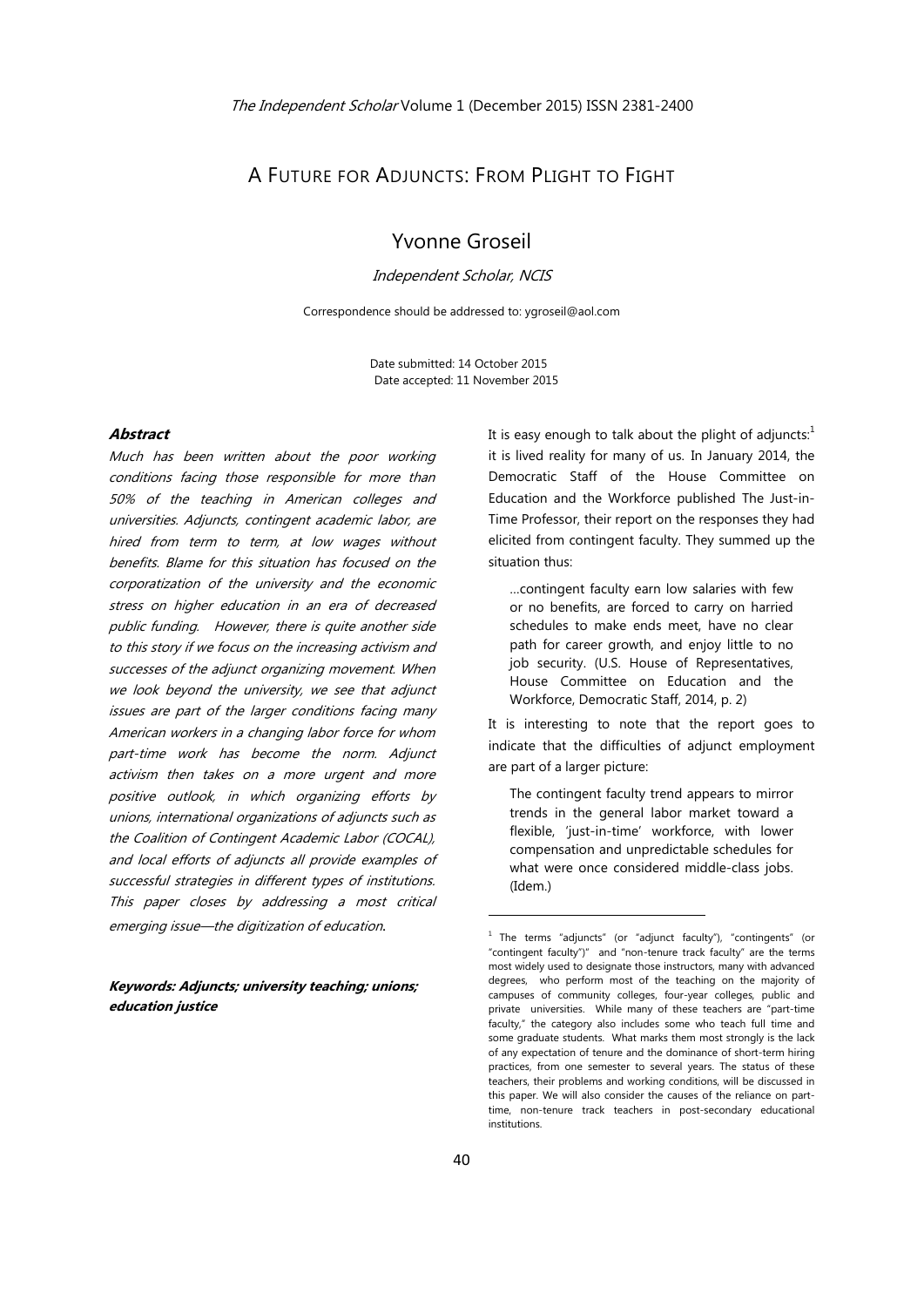# A Future for Adjuncts: From Plight to Fight

## Yvonne Groseil

*Independent Scholar, NCIS*

Correspondence should be addressed to: ygroseil@aol.com

Date submitted: 14 October 2015
Date accepted: 11 November 2015

### Abstract

*Much has been written about the poor working conditions facing those responsible for more than 50% of the teaching in American colleges and universities. Adjuncts, contingent academic labor, are hired from term to term, at low wages without benefits. Blame for this situation has focused on the corporatization of the university and the economic stress on higher education in an era of decreased public funding. However, there is quite another side to this story if we focus on the increasing activism and successes of the adjunct organizing movement. When we look beyond the university, we see that adjunct issues are part of the larger conditions facing many American workers in a changing labor force for whom part-time work has become the norm. Adjunct activism then takes on a more urgent and more positive outlook, in which organizing efforts by unions, international organizations of adjuncts such as the Coalition of Contingent Academic Labor (COCAL), and local efforts of adjuncts all provide examples of successful strategies in different types of institutions. This paper closes by addressing a most critical emerging issue—the digitization of education.*

***Keywords: Adjuncts; university teaching; unions; education justice***

It is easy enough to talk about the plight of adjuncts:[1] it is lived reality for many of us. In January 2014, the Democratic Staff of the House Committee on Education and the Workforce published The Just-in-Time Professor, their report on the responses they had elicited from contingent faculty. They summed up the situation thus:

> …contingent faculty earn low salaries with few or no benefits, are forced to carry on harried schedules to make ends meet, have no clear path for career growth, and enjoy little to no job security. (U.S. House of Representatives, House Committee on Education and the Workforce, Democratic Staff, 2014, p. 2)

It is interesting to note that the report goes to indicate that the difficulties of adjunct employment are part of a larger picture:

> The contingent faculty trend appears to mirror trends in the general labor market toward a flexible, 'just-in-time' workforce, with lower compensation and unpredictable schedules for what were once considered middle-class jobs. (Idem.)

---

[1] The terms "adjuncts" (or "adjunct faculty"), "contingents" (or "contingent faculty")" and "non-tenure track faculty" are the terms most widely used to designate those instructors, many with advanced degrees, who perform most of the teaching on the majority of campuses of community colleges, four-year colleges, public and private universities. While many of these teachers are "part-time faculty," the category also includes some who teach full time and some graduate students. What marks them most strongly is the lack of any expectation of tenure and the dominance of short-term hiring practices, from one semester to several years. The status of these teachers, their problems and working conditions, will be discussed in this paper. We will also consider the causes of the reliance on part-time, non-tenure track teachers in post-secondary educational institutions.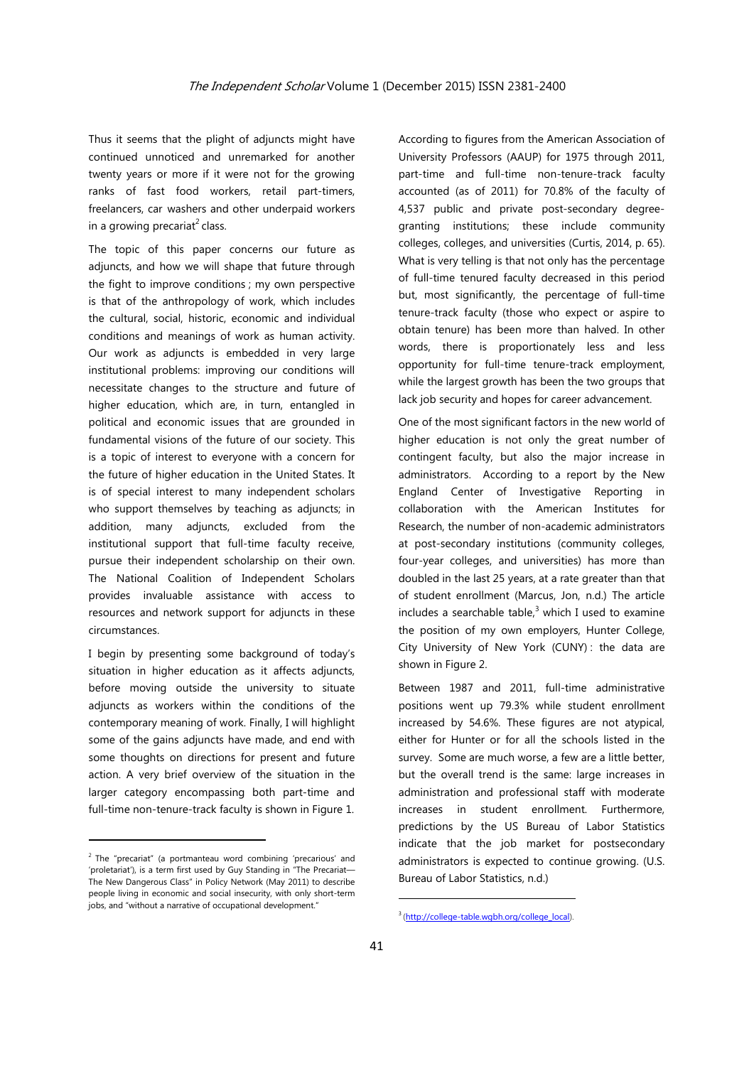Thus it seems that the plight of adjuncts might have continued unnoticed and unremarked for another twenty years or more if it were not for the growing ranks of fast food workers, retail part-timers, freelancers, car washers and other underpaid workers in a growing precariat[2] class.

The topic of this paper concerns our future as adjuncts, and how we will shape that future through the fight to improve conditions ; my own perspective is that of the anthropology of work, which includes the cultural, social, historic, economic and individual conditions and meanings of work as human activity. Our work as adjuncts is embedded in very large institutional problems: improving our conditions will necessitate changes to the structure and future of higher education, which are, in turn, entangled in political and economic issues that are grounded in fundamental visions of the future of our society. This is a topic of interest to everyone with a concern for the future of higher education in the United States. It is of special interest to many independent scholars who support themselves by teaching as adjuncts; in addition, many adjuncts, excluded from the institutional support that full-time faculty receive, pursue their independent scholarship on their own. The National Coalition of Independent Scholars provides invaluable assistance with access to resources and network support for adjuncts in these circumstances.

I begin by presenting some background of today's situation in higher education as it affects adjuncts, before moving outside the university to situate adjuncts as workers within the conditions of the contemporary meaning of work. Finally, I will highlight some of the gains adjuncts have made, and end with some thoughts on directions for present and future action. A very brief overview of the situation in the larger category encompassing both part-time and full-time non-tenure-track faculty is shown in Figure 1.

According to figures from the American Association of University Professors (AAUP) for 1975 through 2011, part-time and full-time non-tenure-track faculty accounted (as of 2011) for 70.8% of the faculty of 4,537 public and private post-secondary degree-granting institutions; these include community colleges, colleges, and universities (Curtis, 2014, p. 65). What is very telling is that not only has the percentage of full-time tenured faculty decreased in this period but, most significantly, the percentage of full-time tenure-track faculty (those who expect or aspire to obtain tenure) has been more than halved. In other words, there is proportionately less and less opportunity for full-time tenure-track employment, while the largest growth has been the two groups that lack job security and hopes for career advancement.

One of the most significant factors in the new world of higher education is not only the great number of contingent faculty, but also the major increase in administrators. According to a report by the New England Center of Investigative Reporting in collaboration with the American Institutes for Research, the number of non-academic administrators at post-secondary institutions (community colleges, four-year colleges, and universities) has more than doubled in the last 25 years, at a rate greater than that of student enrollment (Marcus, Jon, n.d.) The article includes a searchable table,[3] which I used to examine the position of my own employers, Hunter College, City University of New York (CUNY) : the data are shown in Figure 2.

Between 1987 and 2011, full-time administrative positions went up 79.3% while student enrollment increased by 54.6%. These figures are not atypical, either for Hunter or for all the schools listed in the survey. Some are much worse, a few are a little better, but the overall trend is the same: large increases in administration and professional staff with moderate increases in student enrollment. Furthermore, predictions by the US Bureau of Labor Statistics indicate that the job market for postsecondary administrators is expected to continue growing. (U.S. Bureau of Labor Statistics, n.d.)

---

[2] The "precariat" (a portmanteau word combining 'precarious' and 'proletariat'), is a term first used by Guy Standing in "The Precariat—The New Dangerous Class" in Policy Network (May 2011) to describe people living in economic and social insecurity, with only short-term jobs, and "without a narrative of occupational development."

[3] (http://college-table.wgbh.org/college_local).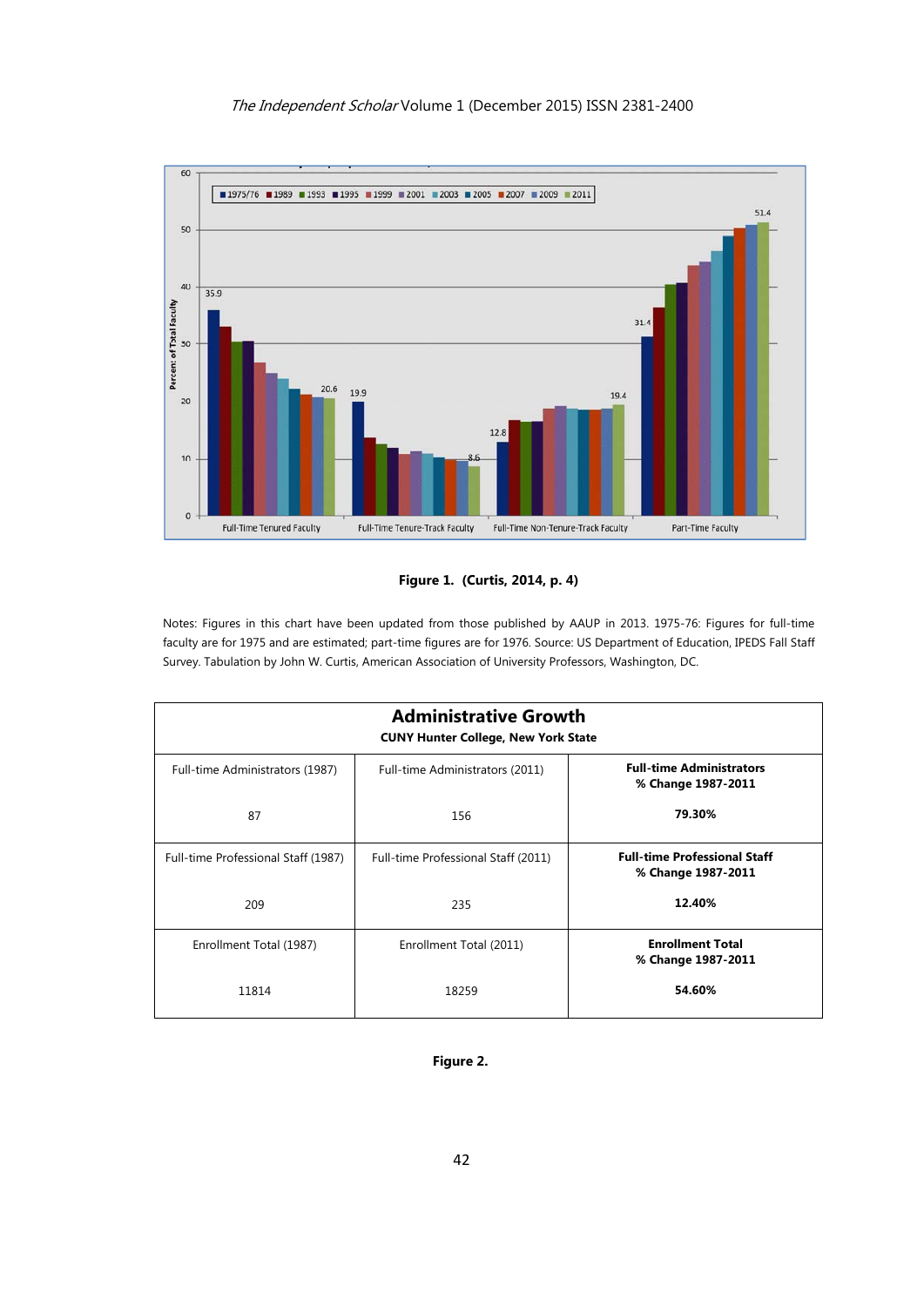**Figure 1. (Curtis, 2014, p. 4)**

Notes: Figures in this chart have been updated from those published by AAUP in 2013. 1975-76: Figures for full-time faculty are for 1975 and are estimated; part-time figures are for 1976. Source: US Department of Education, IPEDS Fall Staff Survey. Tabulation by John W. Curtis, American Association of University Professors, Washington, DC.

| **Administrative Growth**<br>**CUNY Hunter College, New York State** | | |
|---|---|---|
| Full-time Administrators (1987)<br><br>87 | Full-time Administrators (2011)<br><br>156 | **Full-time Administrators % Change 1987-2011**<br><br>**79.30%** |
| Full-time Professional Staff (1987)<br><br>209 | Full-time Professional Staff (2011)<br><br>235 | **Full-time Professional Staff % Change 1987-2011**<br><br>**12.40%** |
| Enrollment Total (1987)<br><br>11814 | Enrollment Total (2011)<br><br>18259 | **Enrollment Total % Change 1987-2011**<br><br>**54.60%** |

**Figure 2.**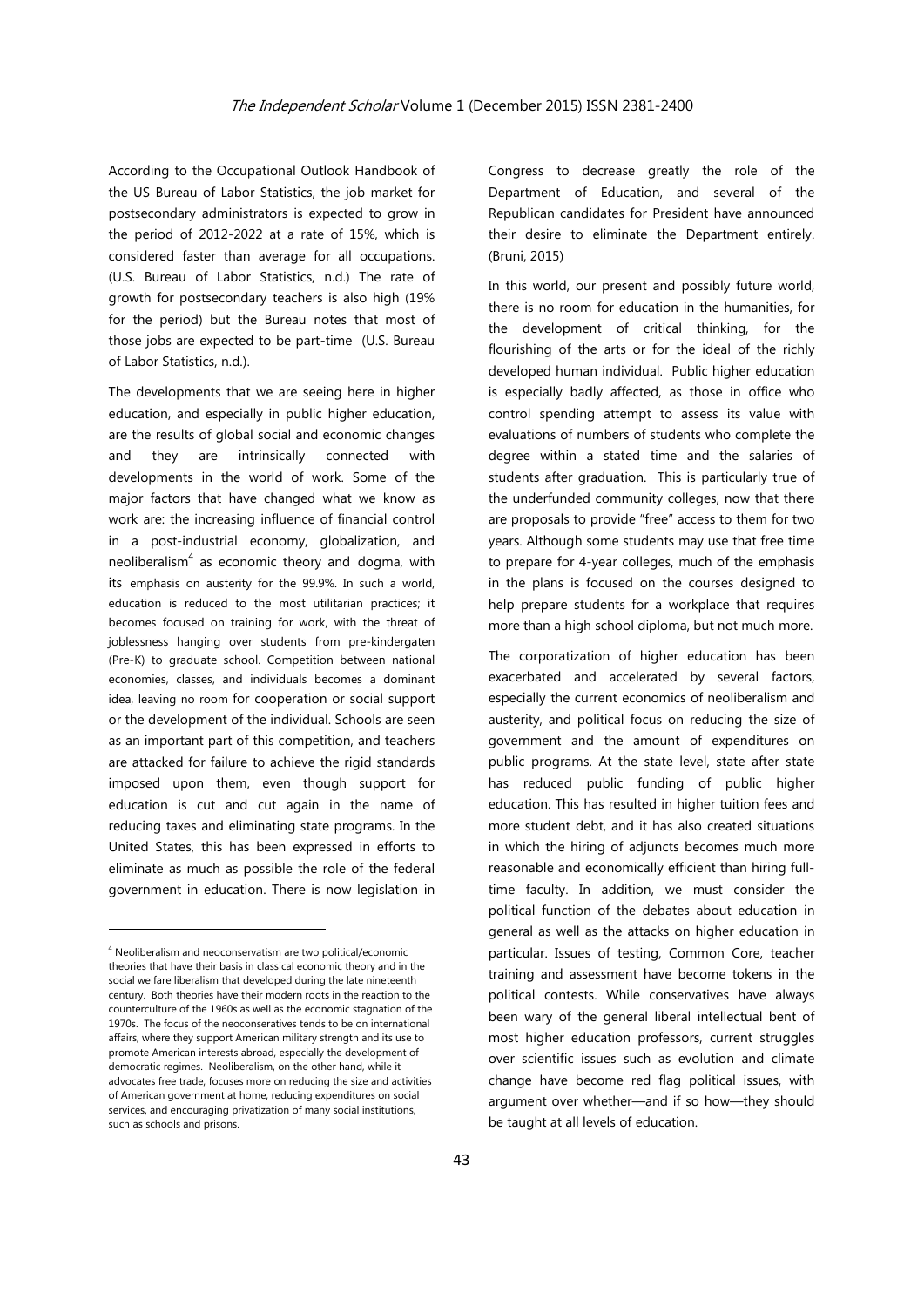According to the Occupational Outlook Handbook of the US Bureau of Labor Statistics, the job market for postsecondary administrators is expected to grow in the period of 2012-2022 at a rate of 15%, which is considered faster than average for all occupations. (U.S. Bureau of Labor Statistics, n.d.) The rate of growth for postsecondary teachers is also high (19% for the period) but the Bureau notes that most of those jobs are expected to be part-time (U.S. Bureau of Labor Statistics, n.d.).

The developments that we are seeing here in higher education, and especially in public higher education, are the results of global social and economic changes and they are intrinsically connected with developments in the world of work. Some of the major factors that have changed what we know as work are: the increasing influence of financial control in a post-industrial economy, globalization, and neoliberalism[4] as economic theory and dogma, with its emphasis on austerity for the 99.9%. In such a world, education is reduced to the most utilitarian practices; it becomes focused on training for work, with the threat of joblessness hanging over students from pre-kindergaten (Pre-K) to graduate school. Competition between national economies, classes, and individuals becomes a dominant idea, leaving no room for cooperation or social support or the development of the individual. Schools are seen as an important part of this competition, and teachers are attacked for failure to achieve the rigid standards imposed upon them, even though support for education is cut and cut again in the name of reducing taxes and eliminating state programs. In the United States, this has been expressed in efforts to eliminate as much as possible the role of the federal government in education. There is now legislation in Congress to decrease greatly the role of the Department of Education, and several of the Republican candidates for President have announced their desire to eliminate the Department entirely. (Bruni, 2015)

In this world, our present and possibly future world, there is no room for education in the humanities, for the development of critical thinking, for the flourishing of the arts or for the ideal of the richly developed human individual. Public higher education is especially badly affected, as those in office who control spending attempt to assess its value with evaluations of numbers of students who complete the degree within a stated time and the salaries of students after graduation. This is particularly true of the underfunded community colleges, now that there are proposals to provide "free" access to them for two years. Although some students may use that free time to prepare for 4-year colleges, much of the emphasis in the plans is focused on the courses designed to help prepare students for a workplace that requires more than a high school diploma, but not much more.

The corporatization of higher education has been exacerbated and accelerated by several factors, especially the current economics of neoliberalism and austerity, and political focus on reducing the size of government and the amount of expenditures on public programs. At the state level, state after state has reduced public funding of public higher education. This has resulted in higher tuition fees and more student debt, and it has also created situations in which the hiring of adjuncts becomes much more reasonable and economically efficient than hiring full-time faculty. In addition, we must consider the political function of the debates about education in general as well as the attacks on higher education in particular. Issues of testing, Common Core, teacher training and assessment have become tokens in the political contests. While conservatives have always been wary of the general liberal intellectual bent of most higher education professors, current struggles over scientific issues such as evolution and climate change have become red flag political issues, with argument over whether—and if so how—they should be taught at all levels of education.

[4] Neoliberalism and neoconservatism are two political/economic theories that have their basis in classical economic theory and in the social welfare liberalism that developed during the late nineteenth century. Both theories have their modern roots in the reaction to the counterculture of the 1960s as well as the economic stagnation of the 1970s. The focus of the neoconservatives tends to be on international affairs, where they support American military strength and its use to promote American interests abroad, especially the development of democratic regimes. Neoliberalism, on the other hand, while it advocates free trade, focuses more on reducing the size and activities of American government at home, reducing expenditures on social services, and encouraging privatization of many social institutions, such as schools and prisons.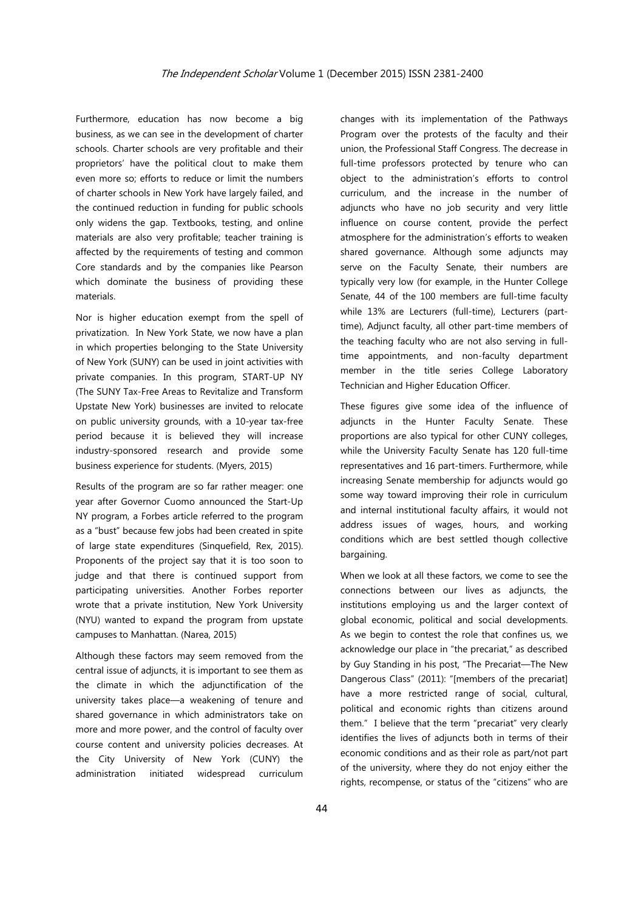Furthermore, education has now become a big business, as we can see in the development of charter schools. Charter schools are very profitable and their proprietors' have the political clout to make them even more so; efforts to reduce or limit the numbers of charter schools in New York have largely failed, and the continued reduction in funding for public schools only widens the gap. Textbooks, testing, and online materials are also very profitable; teacher training is affected by the requirements of testing and common Core standards and by the companies like Pearson which dominate the business of providing these materials.

Nor is higher education exempt from the spell of privatization. In New York State, we now have a plan in which properties belonging to the State University of New York (SUNY) can be used in joint activities with private companies. In this program, START-UP NY (The SUNY Tax-Free Areas to Revitalize and Transform Upstate New York) businesses are invited to relocate on public university grounds, with a 10-year tax-free period because it is believed they will increase industry-sponsored research and provide some business experience for students. (Myers, 2015)

Results of the program are so far rather meager: one year after Governor Cuomo announced the Start-Up NY program, a Forbes article referred to the program as a "bust" because few jobs had been created in spite of large state expenditures (Sinquefield, Rex, 2015). Proponents of the project say that it is too soon to judge and that there is continued support from participating universities. Another Forbes reporter wrote that a private institution, New York University (NYU) wanted to expand the program from upstate campuses to Manhattan. (Narea, 2015)

Although these factors may seem removed from the central issue of adjuncts, it is important to see them as the climate in which the adjunctification of the university takes place—a weakening of tenure and shared governance in which administrators take on more and more power, and the control of faculty over course content and university policies decreases. At the City University of New York (CUNY) the administration initiated widespread curriculum changes with its implementation of the Pathways Program over the protests of the faculty and their union, the Professional Staff Congress. The decrease in full-time professors protected by tenure who can object to the administration's efforts to control curriculum, and the increase in the number of adjuncts who have no job security and very little influence on course content, provide the perfect atmosphere for the administration's efforts to weaken shared governance. Although some adjuncts may serve on the Faculty Senate, their numbers are typically very low (for example, in the Hunter College Senate, 44 of the 100 members are full-time faculty while 13% are Lecturers (full-time), Lecturers (part-time), Adjunct faculty, all other part-time members of the teaching faculty who are not also serving in full-time appointments, and non-faculty department member in the title series College Laboratory Technician and Higher Education Officer.

These figures give some idea of the influence of adjuncts in the Hunter Faculty Senate. These proportions are also typical for other CUNY colleges, while the University Faculty Senate has 120 full-time representatives and 16 part-timers. Furthermore, while increasing Senate membership for adjuncts would go some way toward improving their role in curriculum and internal institutional faculty affairs, it would not address issues of wages, hours, and working conditions which are best settled though collective bargaining.

When we look at all these factors, we come to see the connections between our lives as adjuncts, the institutions employing us and the larger context of global economic, political and social developments. As we begin to contest the role that confines us, we acknowledge our place in "the precariat," as described by Guy Standing in his post, "The Precariat—The New Dangerous Class" (2011): "[members of the precariat] have a more restricted range of social, cultural, political and economic rights than citizens around them." I believe that the term "precariat" very clearly identifies the lives of adjuncts both in terms of their economic conditions and as their role as part/not part of the university, where they do not enjoy either the rights, recompense, or status of the "citizens" who are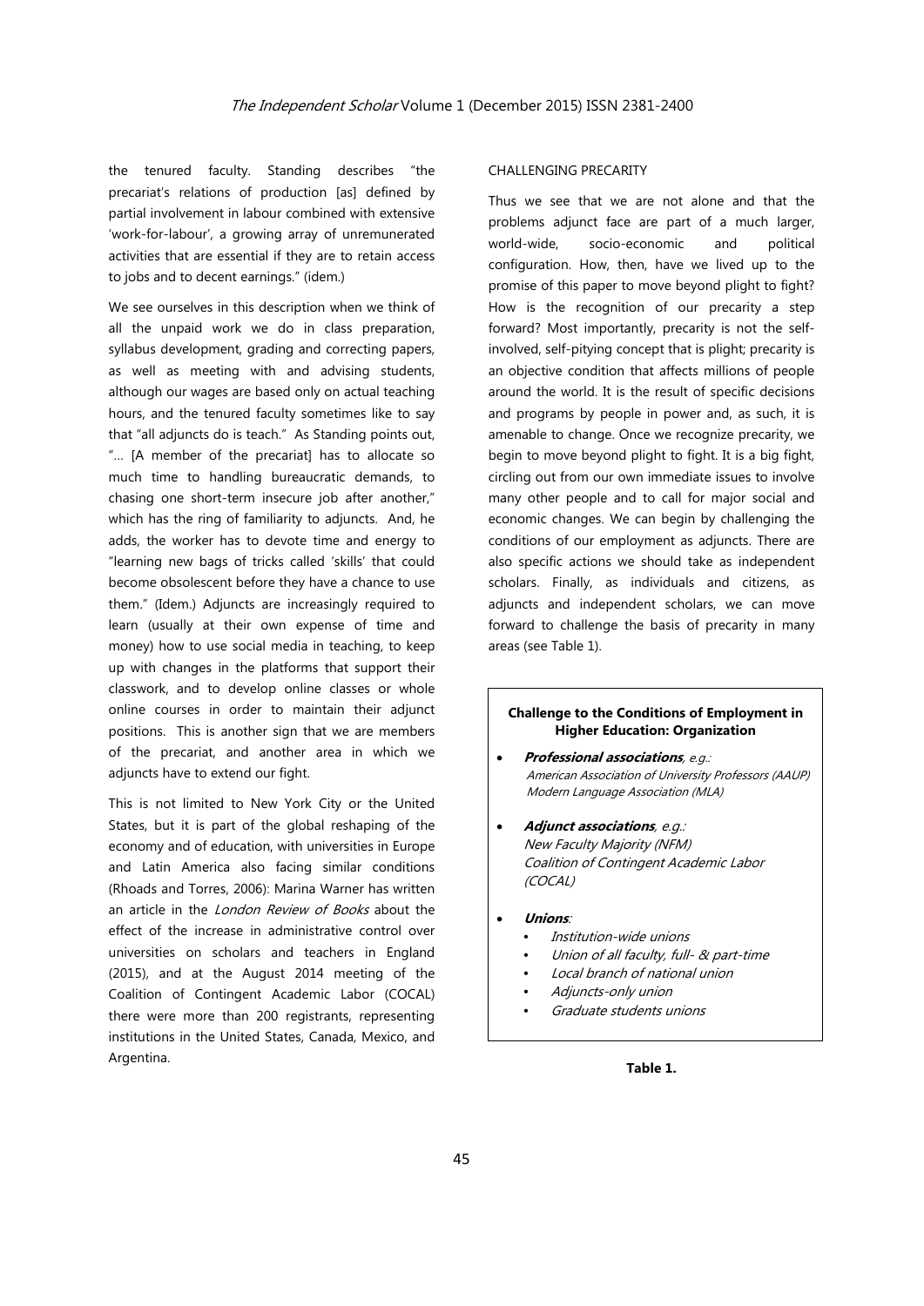the tenured faculty. Standing describes "the precariat's relations of production [as] defined by partial involvement in labour combined with extensive 'work-for-labour', a growing array of unremunerated activities that are essential if they are to retain access to jobs and to decent earnings." (idem.)

We see ourselves in this description when we think of all the unpaid work we do in class preparation, syllabus development, grading and correcting papers, as well as meeting with and advising students, although our wages are based only on actual teaching hours, and the tenured faculty sometimes like to say that "all adjuncts do is teach." As Standing points out, "… [A member of the precariat] has to allocate so much time to handling bureaucratic demands, to chasing one short-term insecure job after another," which has the ring of familiarity to adjuncts. And, he adds, the worker has to devote time and energy to "learning new bags of tricks called 'skills' that could become obsolescent before they have a chance to use them." (Idem.) Adjuncts are increasingly required to learn (usually at their own expense of time and money) how to use social media in teaching, to keep up with changes in the platforms that support their classwork, and to develop online classes or whole online courses in order to maintain their adjunct positions. This is another sign that we are members of the precariat, and another area in which we adjuncts have to extend our fight.

This is not limited to New York City or the United States, but it is part of the global reshaping of the economy and of education, with universities in Europe and Latin America also facing similar conditions (Rhoads and Torres, 2006): Marina Warner has written an article in the *London Review of Books* about the effect of the increase in administrative control over universities on scholars and teachers in England (2015), and at the August 2014 meeting of the Coalition of Contingent Academic Labor (COCAL) there were more than 200 registrants, representing institutions in the United States, Canada, Mexico, and Argentina.

## CHALLENGING PRECARITY

Thus we see that we are not alone and that the problems adjunct face are part of a much larger, world-wide, socio-economic and political configuration. How, then, have we lived up to the promise of this paper to move beyond plight to fight? How is the recognition of our precarity a step forward? Most importantly, precarity is not the self-involved, self-pitying concept that is plight; precarity is an objective condition that affects millions of people around the world. It is the result of specific decisions and programs by people in power and, as such, it is amenable to change. Once we recognize precarity, we begin to move beyond plight to fight. It is a big fight, circling out from our own immediate issues to involve many other people and to call for major social and economic changes. We can begin by challenging the conditions of our employment as adjuncts. There are also specific actions we should take as independent scholars. Finally, as individuals and citizens, as adjuncts and independent scholars, we can move forward to challenge the basis of precarity in many areas (see Table 1).

**Challenge to the Conditions of Employment in Higher Education: Organization**

- ***Professional associations****, e.g.:*
  *American Association of University Professors (AAUP)*
  *Modern Language Association (MLA)*
- ***Adjunct associations****, e.g.:*
  *New Faculty Majority (NFM)*
  *Coalition of Contingent Academic Labor (COCAL)*
- ***Unions****:*
  - *Institution-wide unions*
  - *Union of all faculty, full- & part-time*
  - *Local branch of national union*
  - *Adjuncts-only union*
  - *Graduate students unions*

**Table 1.**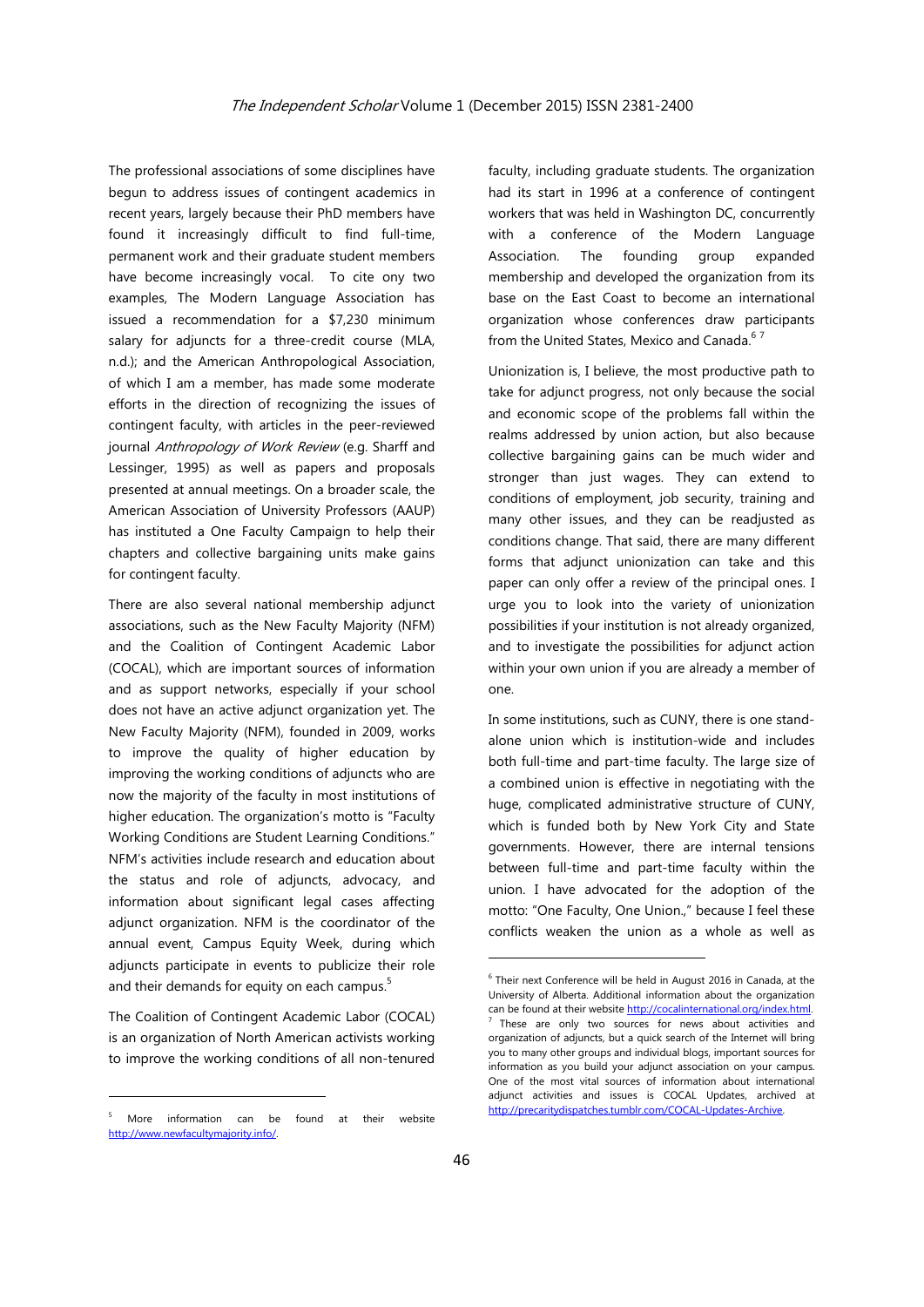The professional associations of some disciplines have begun to address issues of contingent academics in recent years, largely because their PhD members have found it increasingly difficult to find full-time, permanent work and their graduate student members have become increasingly vocal. To cite ony two examples, The Modern Language Association has issued a recommendation for a $7,230 minimum salary for adjuncts for a three-credit course (MLA, n.d.); and the American Anthropological Association, of which I am a member, has made some moderate efforts in the direction of recognizing the issues of contingent faculty, with articles in the peer-reviewed journal *Anthropology of Work Review* (e.g. Sharff and Lessinger, 1995) as well as papers and proposals presented at annual meetings. On a broader scale, the American Association of University Professors (AAUP) has instituted a One Faculty Campaign to help their chapters and collective bargaining units make gains for contingent faculty.

There are also several national membership adjunct associations, such as the New Faculty Majority (NFM) and the Coalition of Contingent Academic Labor (COCAL), which are important sources of information and as support networks, especially if your school does not have an active adjunct organization yet. The New Faculty Majority (NFM), founded in 2009, works to improve the quality of higher education by improving the working conditions of adjuncts who are now the majority of the faculty in most institutions of higher education. The organization's motto is "Faculty Working Conditions are Student Learning Conditions." NFM's activities include research and education about the status and role of adjuncts, advocacy, and information about significant legal cases affecting adjunct organization. NFM is the coordinator of the annual event, Campus Equity Week, during which adjuncts participate in events to publicize their role and their demands for equity on each campus.[5]

The Coalition of Contingent Academic Labor (COCAL) is an organization of North American activists working to improve the working conditions of all non-tenured faculty, including graduate students. The organization had its start in 1996 at a conference of contingent workers that was held in Washington DC, concurrently with a conference of the Modern Language Association. The founding group expanded membership and developed the organization from its base on the East Coast to become an international organization whose conferences draw participants from the United States, Mexico and Canada.[6] [7]

Unionization is, I believe, the most productive path to take for adjunct progress, not only because the social and economic scope of the problems fall within the realms addressed by union action, but also because collective bargaining gains can be much wider and stronger than just wages. They can extend to conditions of employment, job security, training and many other issues, and they can be readjusted as conditions change. That said, there are many different forms that adjunct unionization can take and this paper can only offer a review of the principal ones. I urge you to look into the variety of unionization possibilities if your institution is not already organized, and to investigate the possibilities for adjunct action within your own union if you are already a member of one.

In some institutions, such as CUNY, there is one stand-alone union which is institution-wide and includes both full-time and part-time faculty. The large size of a combined union is effective in negotiating with the huge, complicated administrative structure of CUNY, which is funded both by New York City and State governments. However, there are internal tensions between full-time and part-time faculty within the union. I have advocated for the adoption of the motto: "One Faculty, One Union.," because I feel these conflicts weaken the union as a whole as well as

---

[5] More information can be found at their website http://www.newfacultymajority.info/.

[6] Their next Conference will be held in August 2016 in Canada, at the University of Alberta. Additional information about the organization can be found at their website http://cocalinternational.org/index.html.

[7] These are only two sources for news about activities and organization of adjuncts, but a quick search of the Internet will bring you to many other groups and individual blogs, important sources for information as you build your adjunct association on your campus. One of the most vital sources of information about international adjunct activities and issues is COCAL Updates, archived at http://precaritydispatches.tumblr.com/COCAL-Updates-Archive.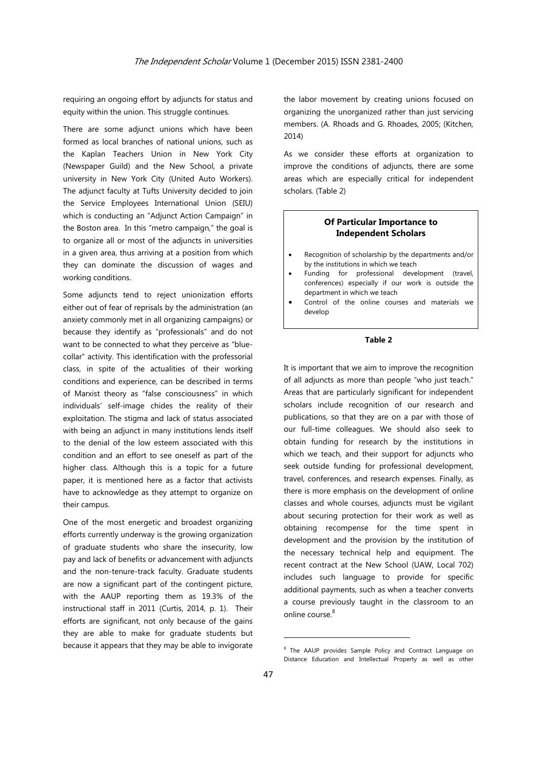requiring an ongoing effort by adjuncts for status and equity within the union. This struggle continues.

There are some adjunct unions which have been formed as local branches of national unions, such as the Kaplan Teachers Union in New York City (Newspaper Guild) and the New School, a private university in New York City (United Auto Workers). The adjunct faculty at Tufts University decided to join the Service Employees International Union (SEIU) which is conducting an "Adjunct Action Campaign" in the Boston area. In this "metro campaign," the goal is to organize all or most of the adjuncts in universities in a given area, thus arriving at a position from which they can dominate the discussion of wages and working conditions.

Some adjuncts tend to reject unionization efforts either out of fear of reprisals by the administration (an anxiety commonly met in all organizing campaigns) or because they identify as "professionals" and do not want to be connected to what they perceive as "blue-collar" activity. This identification with the professorial class, in spite of the actualities of their working conditions and experience, can be described in terms of Marxist theory as "false consciousness" in which individuals' self-image chides the reality of their exploitation. The stigma and lack of status associated with being an adjunct in many institutions lends itself to the denial of the low esteem associated with this condition and an effort to see oneself as part of the higher class. Although this is a topic for a future paper, it is mentioned here as a factor that activists have to acknowledge as they attempt to organize on their campus.

One of the most energetic and broadest organizing efforts currently underway is the growing organization of graduate students who share the insecurity, low pay and lack of benefits or advancement with adjuncts and the non-tenure-track faculty. Graduate students are now a significant part of the contingent picture, with the AAUP reporting them as 19.3% of the instructional staff in 2011 (Curtis, 2014, p. 1). Their efforts are significant, not only because of the gains they are able to make for graduate students but because it appears that they may be able to invigorate the labor movement by creating unions focused on organizing the unorganized rather than just servicing members. (A. Rhoads and G. Rhoades, 2005; (Kitchen, 2014)

As we consider these efforts at organization to improve the conditions of adjuncts, there are some areas which are especially critical for independent scholars. (Table 2)

**Of Particular Importance to Independent Scholars**

- Recognition of scholarship by the departments and/or by the institutions in which we teach
- Funding for professional development (travel, conferences) especially if our work is outside the department in which we teach
- Control of the online courses and materials we develop

**Table 2**

It is important that we aim to improve the recognition of all adjuncts as more than people "who just teach." Areas that are particularly significant for independent scholars include recognition of our research and publications, so that they are on a par with those of our full-time colleagues. We should also seek to obtain funding for research by the institutions in which we teach, and their support for adjuncts who seek outside funding for professional development, travel, conferences, and research expenses. Finally, as there is more emphasis on the development of online classes and whole courses, adjuncts must be vigilant about securing protection for their work as well as obtaining recompense for the time spent in development and the provision by the institution of the necessary technical help and equipment. The recent contract at the New School (UAW, Local 702) includes such language to provide for specific additional payments, such as when a teacher converts a course previously taught in the classroom to an online course.[8]

[8] The AAUP provides Sample Policy and Contract Language on Distance Education and Intellectual Property as well as other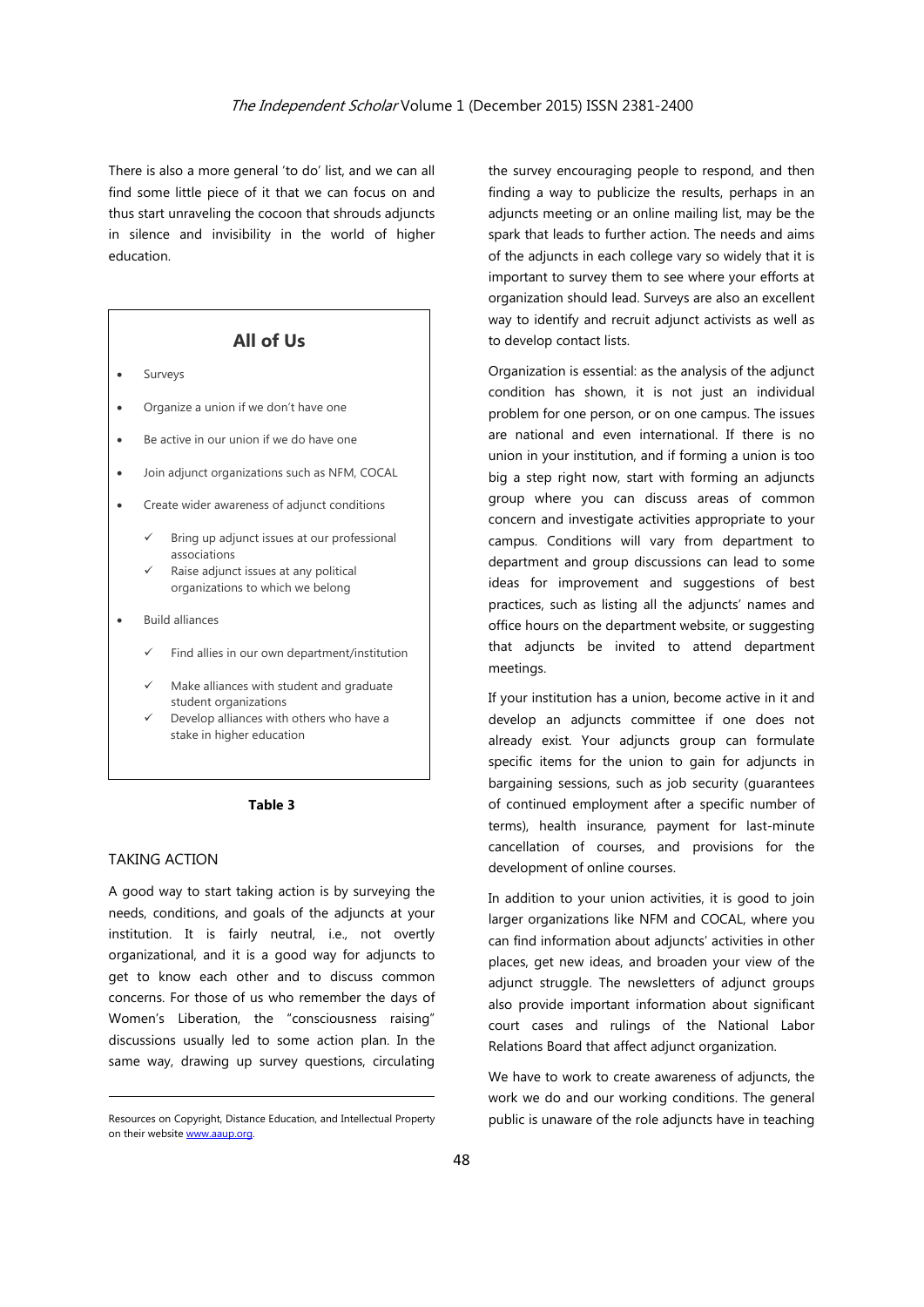There is also a more general 'to do' list, and we can all find some little piece of it that we can focus on and thus start unraveling the cocoon that shrouds adjuncts in silence and invisibility in the world of higher education.

**All of Us**

- Surveys
- Organize a union if we don't have one
- Be active in our union if we do have one
- Join adjunct organizations such as NFM, COCAL
- Create wider awareness of adjunct conditions
  - ✓ Bring up adjunct issues at our professional associations
  - ✓ Raise adjunct issues at any political organizations to which we belong
- Build alliances
  - ✓ Find allies in our own department/institution
  - ✓ Make alliances with student and graduate student organizations
  - ✓ Develop alliances with others who have a stake in higher education

**Table 3**

## TAKING ACTION

A good way to start taking action is by surveying the needs, conditions, and goals of the adjuncts at your institution. It is fairly neutral, i.e., not overtly organizational, and it is a good way for adjuncts to get to know each other and to discuss common concerns. For those of us who remember the days of Women's Liberation, the "consciousness raising" discussions usually led to some action plan. In the same way, drawing up survey questions, circulating the survey encouraging people to respond, and then finding a way to publicize the results, perhaps in an adjuncts meeting or an online mailing list, may be the spark that leads to further action. The needs and aims of the adjuncts in each college vary so widely that it is important to survey them to see where your efforts at organization should lead. Surveys are also an excellent way to identify and recruit adjunct activists as well as to develop contact lists.

Organization is essential: as the analysis of the adjunct condition has shown, it is not just an individual problem for one person, or on one campus. The issues are national and even international. If there is no union in your institution, and if forming a union is too big a step right now, start with forming an adjuncts group where you can discuss areas of common concern and investigate activities appropriate to your campus. Conditions will vary from department to department and group discussions can lead to some ideas for improvement and suggestions of best practices, such as listing all the adjuncts' names and office hours on the department website, or suggesting that adjuncts be invited to attend department meetings.

If your institution has a union, become active in it and develop an adjuncts committee if one does not already exist. Your adjuncts group can formulate specific items for the union to gain for adjuncts in bargaining sessions, such as job security (guarantees of continued employment after a specific number of terms), health insurance, payment for last-minute cancellation of courses, and provisions for the development of online courses.

In addition to your union activities, it is good to join larger organizations like NFM and COCAL, where you can find information about adjuncts' activities in other places, get new ideas, and broaden your view of the adjunct struggle. The newsletters of adjunct groups also provide important information about significant court cases and rulings of the National Labor Relations Board that affect adjunct organization.

We have to work to create awareness of adjuncts, the work we do and our working conditions. The general public is unaware of the role adjuncts have in teaching

---

Resources on Copyright, Distance Education, and Intellectual Property on their website www.aaup.org.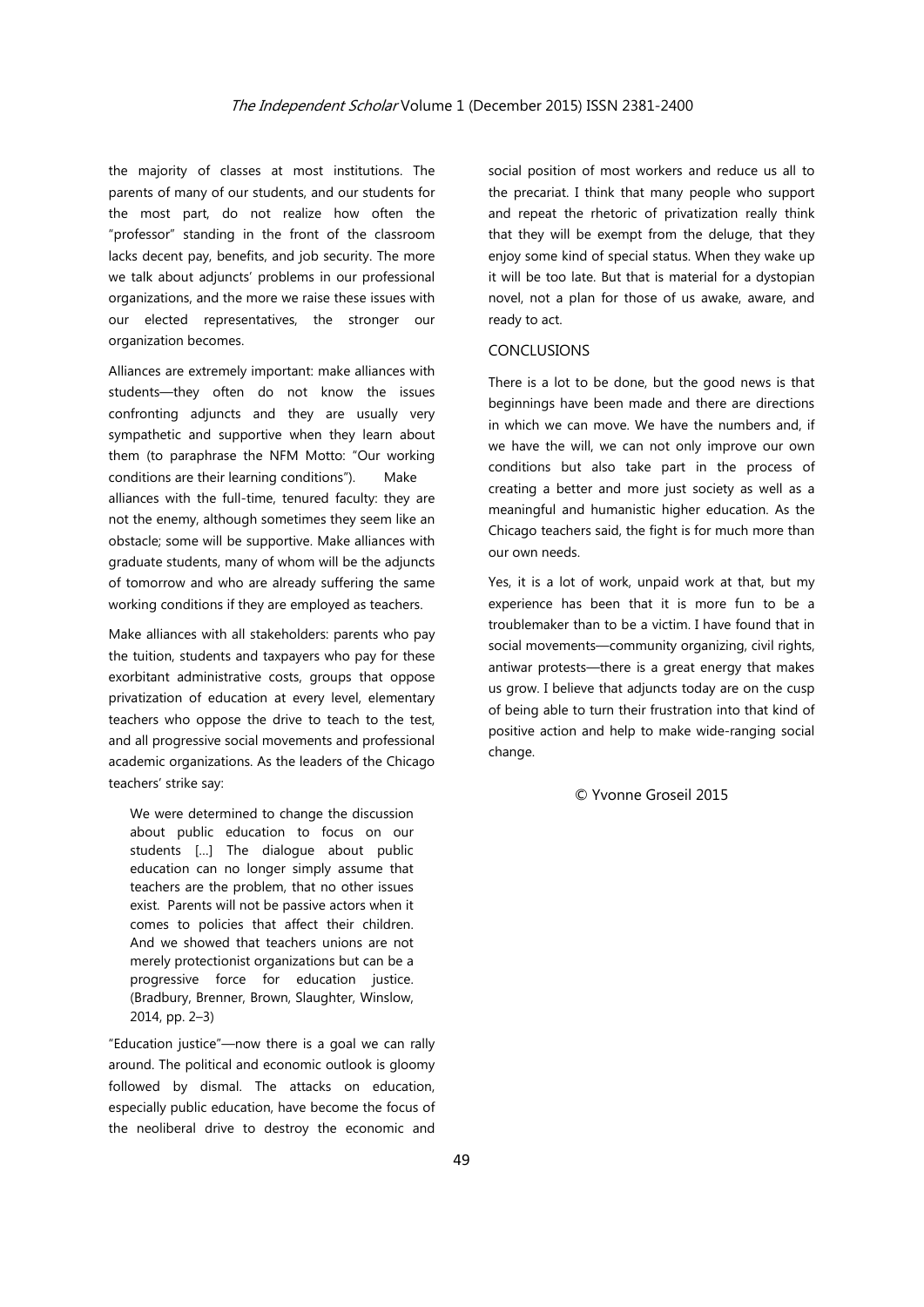the majority of classes at most institutions. The parents of many of our students, and our students for the most part, do not realize how often the "professor" standing in the front of the classroom lacks decent pay, benefits, and job security. The more we talk about adjuncts' problems in our professional organizations, and the more we raise these issues with our elected representatives, the stronger our organization becomes.

Alliances are extremely important: make alliances with students—they often do not know the issues confronting adjuncts and they are usually very sympathetic and supportive when they learn about them (to paraphrase the NFM Motto: "Our working conditions are their learning conditions"). Make alliances with the full-time, tenured faculty: they are not the enemy, although sometimes they seem like an obstacle; some will be supportive. Make alliances with graduate students, many of whom will be the adjuncts of tomorrow and who are already suffering the same working conditions if they are employed as teachers.

Make alliances with all stakeholders: parents who pay the tuition, students and taxpayers who pay for these exorbitant administrative costs, groups that oppose privatization of education at every level, elementary teachers who oppose the drive to teach to the test, and all progressive social movements and professional academic organizations. As the leaders of the Chicago teachers' strike say:

> We were determined to change the discussion about public education to focus on our students [...] The dialogue about public education can no longer simply assume that teachers are the problem, that no other issues exist. Parents will not be passive actors when it comes to policies that affect their children. And we showed that teachers unions are not merely protectionist organizations but can be a progressive force for education justice. (Bradbury, Brenner, Brown, Slaughter, Winslow, 2014, pp. 2–3)

"Education justice"—now there is a goal we can rally around. The political and economic outlook is gloomy followed by dismal. The attacks on education, especially public education, have become the focus of the neoliberal drive to destroy the economic and social position of most workers and reduce us all to the precariat. I think that many people who support and repeat the rhetoric of privatization really think that they will be exempt from the deluge, that they enjoy some kind of special status. When they wake up it will be too late. But that is material for a dystopian novel, not a plan for those of us awake, aware, and ready to act.

## CONCLUSIONS

There is a lot to be done, but the good news is that beginnings have been made and there are directions in which we can move. We have the numbers and, if we have the will, we can not only improve our own conditions but also take part in the process of creating a better and more just society as well as a meaningful and humanistic higher education. As the Chicago teachers said, the fight is for much more than our own needs.

Yes, it is a lot of work, unpaid work at that, but my experience has been that it is more fun to be a troublemaker than to be a victim. I have found that in social movements—community organizing, civil rights, antiwar protests—there is a great energy that makes us grow. I believe that adjuncts today are on the cusp of being able to turn their frustration into that kind of positive action and help to make wide-ranging social change.

© Yvonne Groseil 2015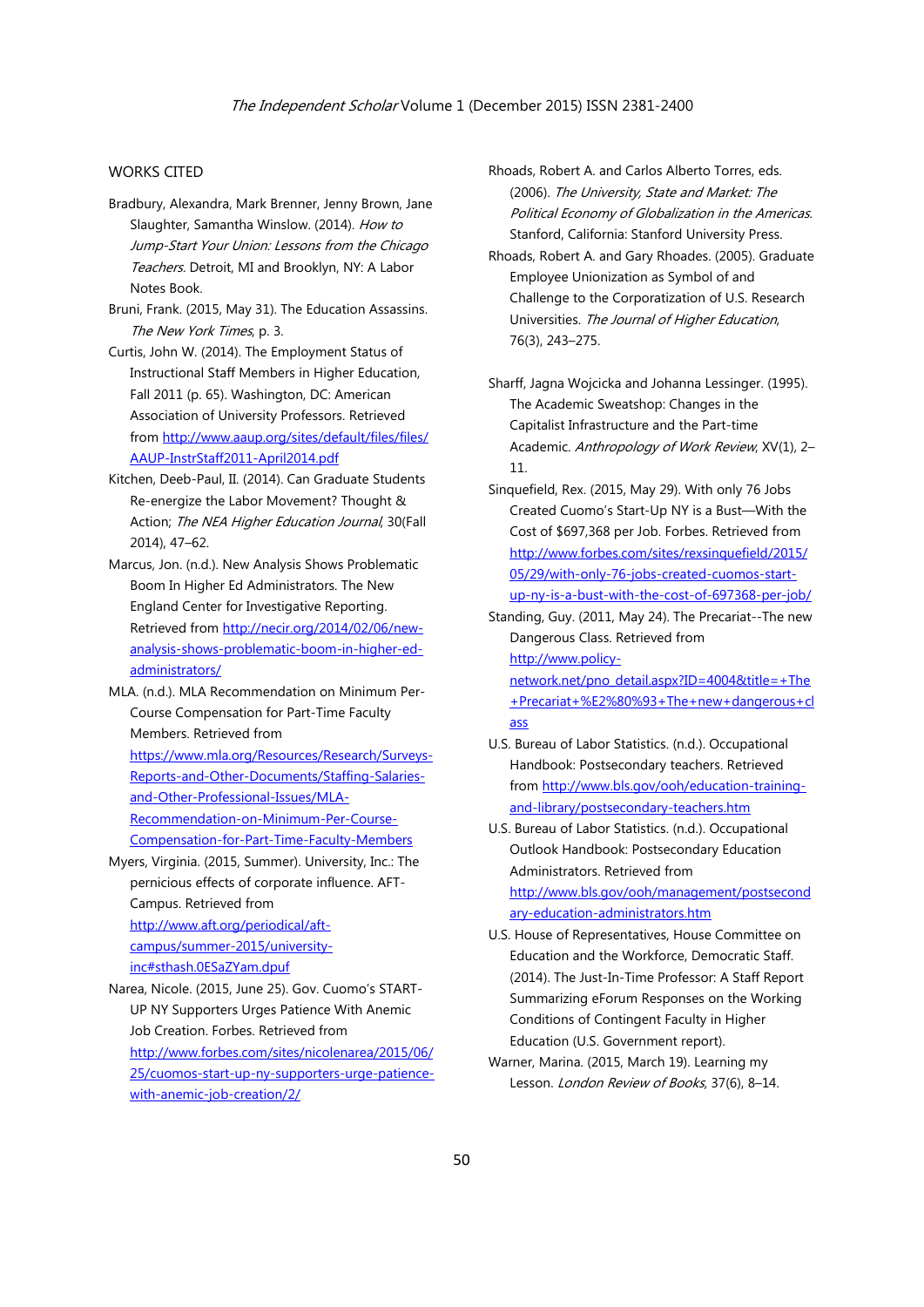## WORKS CITED

Bradbury, Alexandra, Mark Brenner, Jenny Brown, Jane Slaughter, Samantha Winslow. (2014). *How to Jump-Start Your Union: Lessons from the Chicago Teachers*. Detroit, MI and Brooklyn, NY: A Labor Notes Book.

Bruni, Frank. (2015, May 31). The Education Assassins. *The New York Times*, p. 3.

Curtis, John W. (2014). The Employment Status of Instructional Staff Members in Higher Education, Fall 2011 (p. 65). Washington, DC: American Association of University Professors. Retrieved from http://www.aaup.org/sites/default/files/files/AAUP-InstrStaff2011-April2014.pdf

Kitchen, Deeb-Paul, II. (2014). Can Graduate Students Re-energize the Labor Movement? Thought & Action; *The NEA Higher Education Journal*, 30(Fall 2014), 47–62.

Marcus, Jon. (n.d.). New Analysis Shows Problematic Boom In Higher Ed Administrators. The New England Center for Investigative Reporting. Retrieved from http://necir.org/2014/02/06/new-analysis-shows-problematic-boom-in-higher-ed-administrators/

MLA. (n.d.). MLA Recommendation on Minimum Per-Course Compensation for Part-Time Faculty Members. Retrieved from https://www.mla.org/Resources/Research/Surveys-Reports-and-Other-Documents/Staffing-Salaries-and-Other-Professional-Issues/MLA-Recommendation-on-Minimum-Per-Course-Compensation-for-Part-Time-Faculty-Members

Myers, Virginia. (2015, Summer). University, Inc.: The pernicious effects of corporate influence. AFT-Campus. Retrieved from http://www.aft.org/periodical/aft-campus/summer-2015/university-inc#sthash.0ESaZYam.dpuf

Narea, Nicole. (2015, June 25). Gov. Cuomo's START-UP NY Supporters Urges Patience With Anemic Job Creation. Forbes. Retrieved from http://www.forbes.com/sites/nicolenarea/2015/06/25/cuomos-start-up-ny-supporters-urge-patience-with-anemic-job-creation/2/

Rhoads, Robert A. and Carlos Alberto Torres, eds. (2006). *The University, State and Market: The Political Economy of Globalization in the Americas*. Stanford, California: Stanford University Press.

Rhoads, Robert A. and Gary Rhoades. (2005). Graduate Employee Unionization as Symbol of and Challenge to the Corporatization of U.S. Research Universities. *The Journal of Higher Education*, 76(3), 243–275.

Sharff, Jagna Wojcicka and Johanna Lessinger. (1995). The Academic Sweatshop: Changes in the Capitalist Infrastructure and the Part-time Academic. *Anthropology of Work Review*, XV(1), 2–11.

Sinquefield, Rex. (2015, May 29). With only 76 Jobs Created Cuomo's Start-Up NY is a Bust—With the Cost of $697,368 per Job. Forbes. Retrieved from http://www.forbes.com/sites/rexsinquefield/2015/05/29/with-only-76-jobs-created-cuomos-start-up-ny-is-a-bust-with-the-cost-of-697368-per-job/

Standing, Guy. (2011, May 24). The Precariat--The new Dangerous Class. Retrieved from http://www.policy-network.net/pno_detail.aspx?ID=4004&title=+The+Precariat+%E2%80%93+The+new+dangerous+class

U.S. Bureau of Labor Statistics. (n.d.). Occupational Handbook: Postsecondary teachers. Retrieved from http://www.bls.gov/ooh/education-training-and-library/postsecondary-teachers.htm

U.S. Bureau of Labor Statistics. (n.d.). Occupational Outlook Handbook: Postsecondary Education Administrators. Retrieved from http://www.bls.gov/ooh/management/postsecondary-education-administrators.htm

U.S. House of Representatives, House Committee on Education and the Workforce, Democratic Staff. (2014). The Just-In-Time Professor: A Staff Report Summarizing eForum Responses on the Working Conditions of Contingent Faculty in Higher Education (U.S. Government report).

Warner, Marina. (2015, March 19). Learning my Lesson. *London Review of Books*, 37(6), 8–14.